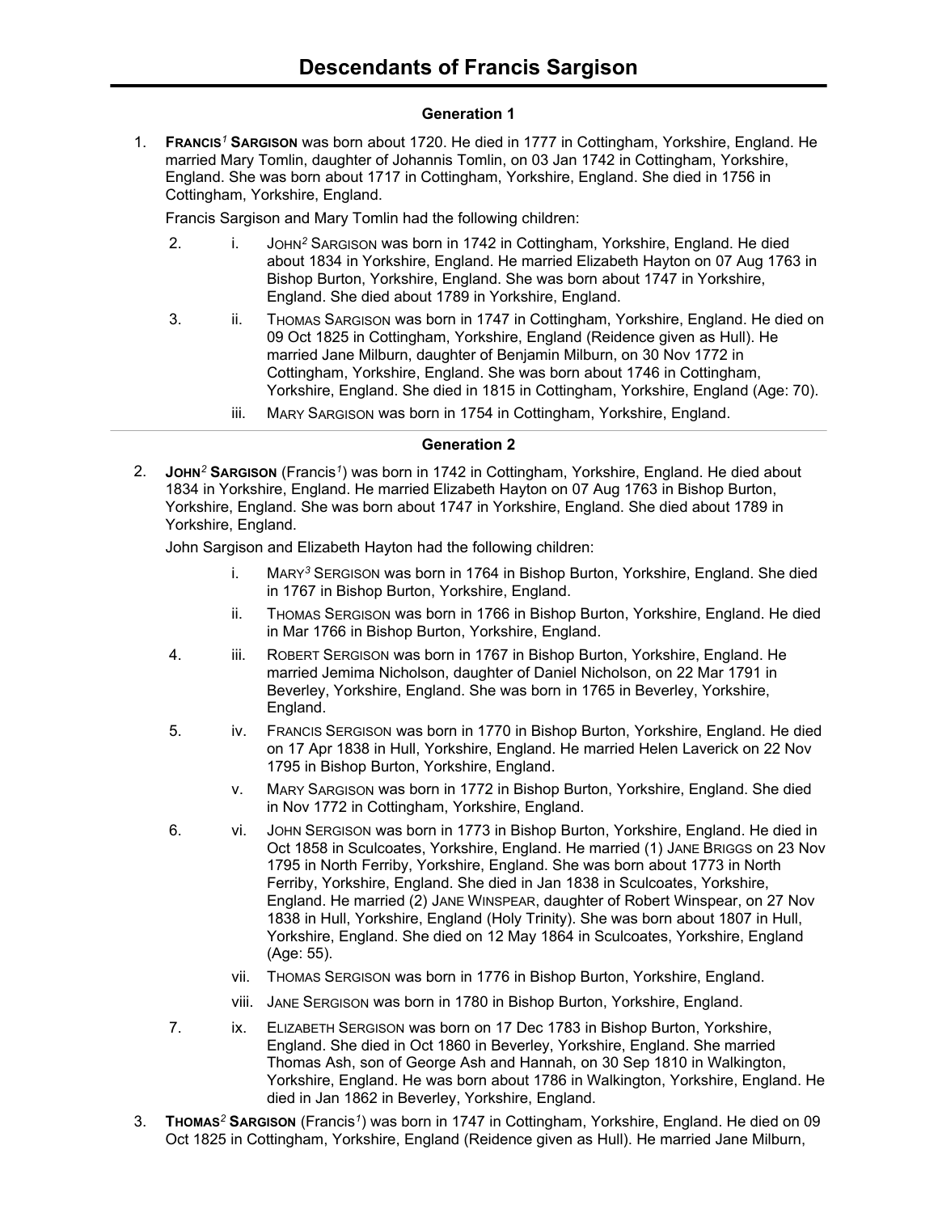# Descendants of Francis Sargison

## Generation 1

1. **FRANCIS[1] SARGISON** was born about 1720. He died in 1777 in Cottingham, Yorkshire, England. He married Mary Tomlin, daughter of Johannis Tomlin, on 03 Jan 1742 in Cottingham, Yorkshire, England. She was born about 1717 in Cottingham, Yorkshire, England. She died in 1756 in Cottingham, Yorkshire, England.

   Francis Sargison and Mary Tomlin had the following children:

   - 2. i. JOHN[2] SARGISON was born in 1742 in Cottingham, Yorkshire, England. He died about 1834 in Yorkshire, England. He married Elizabeth Hayton on 07 Aug 1763 in Bishop Burton, Yorkshire, England. She was born about 1747 in Yorkshire, England. She died about 1789 in Yorkshire, England.
   - 3. ii. THOMAS SARGISON was born in 1747 in Cottingham, Yorkshire, England. He died on 09 Oct 1825 in Cottingham, Yorkshire, England (Reidence given as Hull). He married Jane Milburn, daughter of Benjamin Milburn, on 30 Nov 1772 in Cottingham, Yorkshire, England. She was born about 1746 in Cottingham, Yorkshire, England. She died in 1815 in Cottingham, Yorkshire, England (Age: 70).
   - iii. MARY SARGISON was born in 1754 in Cottingham, Yorkshire, England.

---

## Generation 2

2. **JOHN[2] SARGISON** (Francis[1]) was born in 1742 in Cottingham, Yorkshire, England. He died about 1834 in Yorkshire, England. He married Elizabeth Hayton on 07 Aug 1763 in Bishop Burton, Yorkshire, England. She was born about 1747 in Yorkshire, England. She died about 1789 in Yorkshire, England.

   John Sargison and Elizabeth Hayton had the following children:

   - i. MARY[3] SERGISON was born in 1764 in Bishop Burton, Yorkshire, England. She died in 1767 in Bishop Burton, Yorkshire, England.
   - ii. THOMAS SERGISON was born in 1766 in Bishop Burton, Yorkshire, England. He died in Mar 1766 in Bishop Burton, Yorkshire, England.
   - 4. iii. ROBERT SERGISON was born in 1767 in Bishop Burton, Yorkshire, England. He married Jemima Nicholson, daughter of Daniel Nicholson, on 22 Mar 1791 in Beverley, Yorkshire, England. She was born in 1765 in Beverley, Yorkshire, England.
   - 5. iv. FRANCIS SERGISON was born in 1770 in Bishop Burton, Yorkshire, England. He died on 17 Apr 1838 in Hull, Yorkshire, England. He married Helen Laverick on 22 Nov 1795 in Bishop Burton, Yorkshire, England.
   - v. MARY SARGISON was born in 1772 in Bishop Burton, Yorkshire, England. She died in Nov 1772 in Cottingham, Yorkshire, England.
   - 6. vi. JOHN SERGISON was born in 1773 in Bishop Burton, Yorkshire, England. He died in Oct 1858 in Sculcoates, Yorkshire, England. He married (1) JANE BRIGGS on 23 Nov 1795 in North Ferriby, Yorkshire, England. She was born about 1773 in North Ferriby, Yorkshire, England. She died in Jan 1838 in Sculcoates, Yorkshire, England. He married (2) JANE WINSPEAR, daughter of Robert Winspear, on 27 Nov 1838 in Hull, Yorkshire, England (Holy Trinity). She was born about 1807 in Hull, Yorkshire, England. She died on 12 May 1864 in Sculcoates, Yorkshire, England (Age: 55).
   - vii. THOMAS SERGISON was born in 1776 in Bishop Burton, Yorkshire, England.
   - viii. JANE SERGISON was born in 1780 in Bishop Burton, Yorkshire, England.
   - 7. ix. ELIZABETH SERGISON was born on 17 Dec 1783 in Bishop Burton, Yorkshire, England. She died in Oct 1860 in Beverley, Yorkshire, England. She married Thomas Ash, son of George Ash and Hannah, on 30 Sep 1810 in Walkington, Yorkshire, England. He was born about 1786 in Walkington, Yorkshire, England. He died in Jan 1862 in Beverley, Yorkshire, England.

3. **THOMAS[2] SARGISON** (Francis[1]) was born in 1747 in Cottingham, Yorkshire, England. He died on 09 Oct 1825 in Cottingham, Yorkshire, England (Reidence given as Hull). He married Jane Milburn,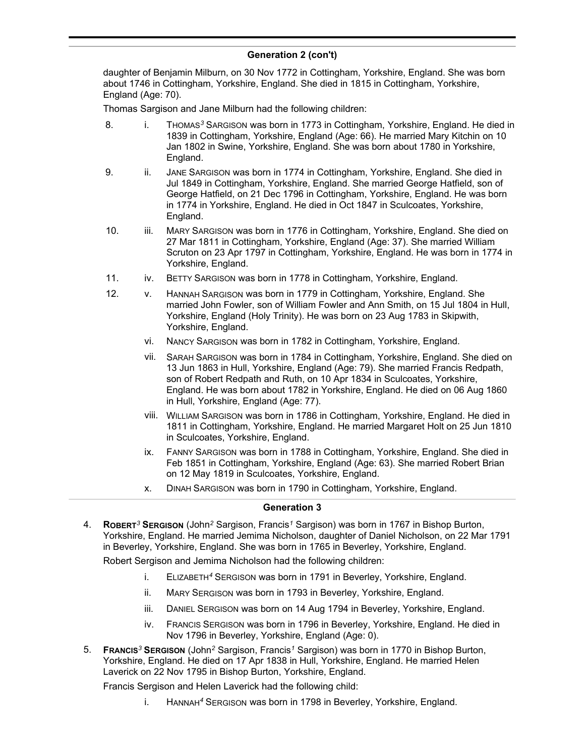## Generation 2 (con't)

daughter of Benjamin Milburn, on 30 Nov 1772 in Cottingham, Yorkshire, England. She was born about 1746 in Cottingham, Yorkshire, England. She died in 1815 in Cottingham, Yorkshire, England (Age: 70).

Thomas Sargison and Jane Milburn had the following children:

8. i. THOMAS[3] SARGISON was born in 1773 in Cottingham, Yorkshire, England. He died in 1839 in Cottingham, Yorkshire, England (Age: 66). He married Mary Kitchin on 10 Jan 1802 in Swine, Yorkshire, England. She was born about 1780 in Yorkshire, England.

9. ii. JANE SARGISON was born in 1774 in Cottingham, Yorkshire, England. She died in Jul 1849 in Cottingham, Yorkshire, England. She married George Hatfield, son of George Hatfield, on 21 Dec 1796 in Cottingham, Yorkshire, England. He was born in 1774 in Yorkshire, England. He died in Oct 1847 in Sculcoates, Yorkshire, England.

10. iii. MARY SARGISON was born in 1776 in Cottingham, Yorkshire, England. She died on 27 Mar 1811 in Cottingham, Yorkshire, England (Age: 37). She married William Scruton on 23 Apr 1797 in Cottingham, Yorkshire, England. He was born in 1774 in Yorkshire, England.

11. iv. BETTY SARGISON was born in 1778 in Cottingham, Yorkshire, England.

12. v. HANNAH SARGISON was born in 1779 in Cottingham, Yorkshire, England. She married John Fowler, son of William Fowler and Ann Smith, on 15 Jul 1804 in Hull, Yorkshire, England (Holy Trinity). He was born on 23 Aug 1783 in Skipwith, Yorkshire, England.

vi. NANCY SARGISON was born in 1782 in Cottingham, Yorkshire, England.

vii. SARAH SARGISON was born in 1784 in Cottingham, Yorkshire, England. She died on 13 Jun 1863 in Hull, Yorkshire, England (Age: 79). She married Francis Redpath, son of Robert Redpath and Ruth, on 10 Apr 1834 in Sculcoates, Yorkshire, England. He was born about 1782 in Yorkshire, England. He died on 06 Aug 1860 in Hull, Yorkshire, England (Age: 77).

viii. WILLIAM SARGISON was born in 1786 in Cottingham, Yorkshire, England. He died in 1811 in Cottingham, Yorkshire, England. He married Margaret Holt on 25 Jun 1810 in Sculcoates, Yorkshire, England.

ix. FANNY SARGISON was born in 1788 in Cottingham, Yorkshire, England. She died in Feb 1851 in Cottingham, Yorkshire, England (Age: 63). She married Robert Brian on 12 May 1819 in Sculcoates, Yorkshire, England.

x. DINAH SARGISON was born in 1790 in Cottingham, Yorkshire, England.

## Generation 3

4. **ROBERT[3] SERGISON** (John[2] Sargison, Francis[1] Sargison) was born in 1767 in Bishop Burton, Yorkshire, England. He married Jemima Nicholson, daughter of Daniel Nicholson, on 22 Mar 1791 in Beverley, Yorkshire, England. She was born in 1765 in Beverley, Yorkshire, England.

   Robert Sergison and Jemima Nicholson had the following children:

   i. ELIZABETH[4] SERGISON was born in 1791 in Beverley, Yorkshire, England.

   ii. MARY SERGISON was born in 1793 in Beverley, Yorkshire, England.

   iii. DANIEL SERGISON was born on 14 Aug 1794 in Beverley, Yorkshire, England.

   iv. FRANCIS SERGISON was born in 1796 in Beverley, Yorkshire, England. He died in Nov 1796 in Beverley, Yorkshire, England (Age: 0).

5. **FRANCIS[3] SERGISON** (John[2] Sargison, Francis[1] Sargison) was born in 1770 in Bishop Burton, Yorkshire, England. He died on 17 Apr 1838 in Hull, Yorkshire, England. He married Helen Laverick on 22 Nov 1795 in Bishop Burton, Yorkshire, England.

   Francis Sergison and Helen Laverick had the following child:

   i. HANNAH[4] SERGISON was born in 1798 in Beverley, Yorkshire, England.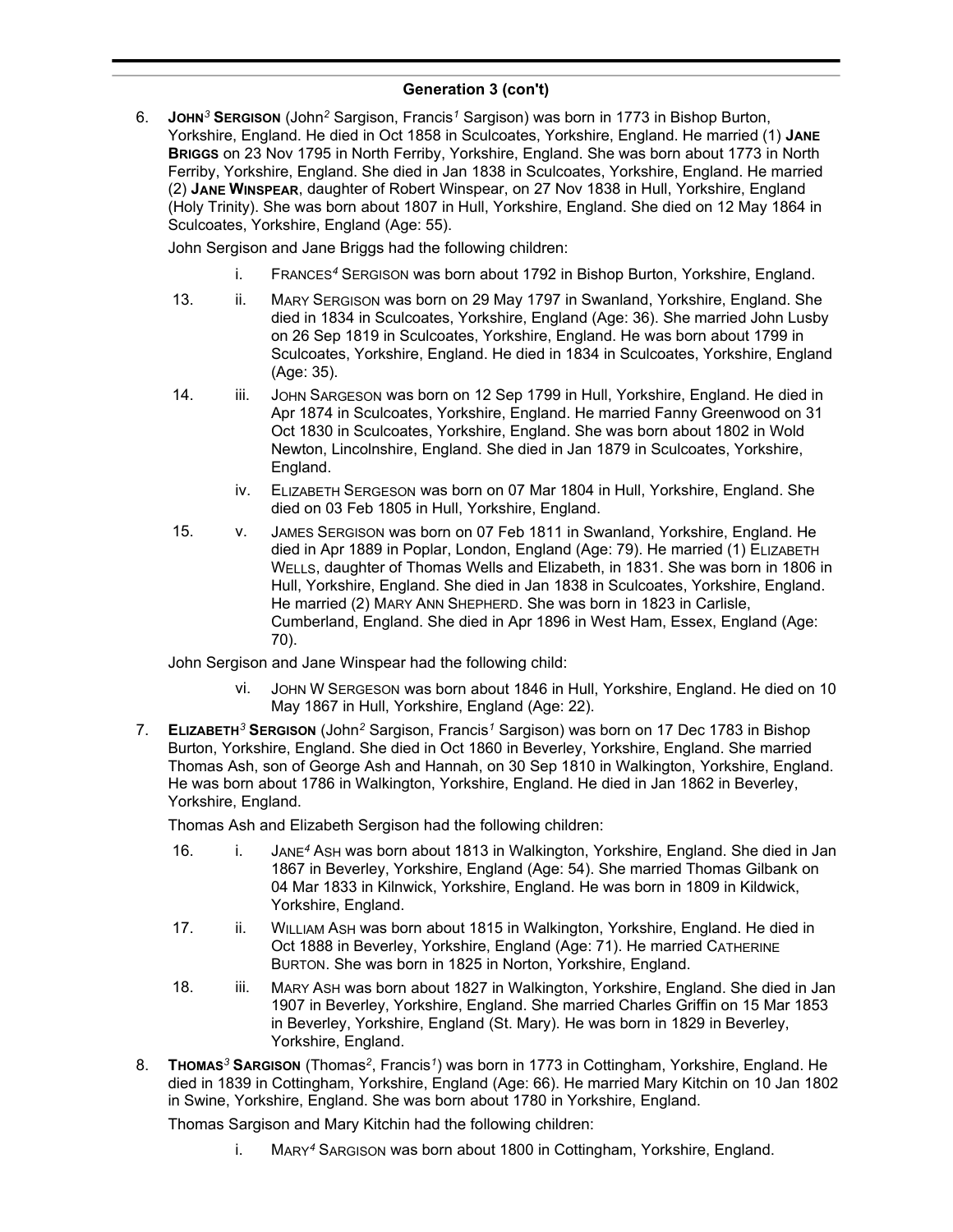## Generation 3 (con't)

6. **JOHN[3] SERGISON** (John[2] Sargison, Francis[1] Sargison) was born in 1773 in Bishop Burton, Yorkshire, England. He died in Oct 1858 in Sculcoates, Yorkshire, England. He married (1) **JANE BRIGGS** on 23 Nov 1795 in North Ferriby, Yorkshire, England. She was born about 1773 in North Ferriby, Yorkshire, England. She died in Jan 1838 in Sculcoates, Yorkshire, England. He married (2) **JANE WINSPEAR**, daughter of Robert Winspear, on 27 Nov 1838 in Hull, Yorkshire, England (Holy Trinity). She was born about 1807 in Hull, Yorkshire, England. She died on 12 May 1864 in Sculcoates, Yorkshire, England (Age: 55).

   John Sergison and Jane Briggs had the following children:

   - i. FRANCES[4] SERGISON was born about 1792 in Bishop Burton, Yorkshire, England.
   - 13. ii. MARY SERGISON was born on 29 May 1797 in Swanland, Yorkshire, England. She died in 1834 in Sculcoates, Yorkshire, England (Age: 36). She married John Lusby on 26 Sep 1819 in Sculcoates, Yorkshire, England. He was born about 1799 in Sculcoates, Yorkshire, England. He died in 1834 in Sculcoates, Yorkshire, England (Age: 35).
   - 14. iii. JOHN SARGESON was born on 12 Sep 1799 in Hull, Yorkshire, England. He died in Apr 1874 in Sculcoates, Yorkshire, England. He married Fanny Greenwood on 31 Oct 1830 in Sculcoates, Yorkshire, England. She was born about 1802 in Wold Newton, Lincolnshire, England. She died in Jan 1879 in Sculcoates, Yorkshire, England.
   - iv. ELIZABETH SERGESON was born on 07 Mar 1804 in Hull, Yorkshire, England. She died on 03 Feb 1805 in Hull, Yorkshire, England.
   - 15. v. JAMES SERGISON was born on 07 Feb 1811 in Swanland, Yorkshire, England. He died in Apr 1889 in Poplar, London, England (Age: 79). He married (1) ELIZABETH WELLS, daughter of Thomas Wells and Elizabeth, in 1831. She was born in 1806 in Hull, Yorkshire, England. She died in Jan 1838 in Sculcoates, Yorkshire, England. He married (2) MARY ANN SHEPHERD. She was born in 1823 in Carlisle, Cumberland, England. She died in Apr 1896 in West Ham, Essex, England (Age: 70).

   John Sergison and Jane Winspear had the following child:

   - vi. JOHN W SERGESON was born about 1846 in Hull, Yorkshire, England. He died on 10 May 1867 in Hull, Yorkshire, England (Age: 22).

7. **ELIZABETH[3] SERGISON** (John[2] Sargison, Francis[1] Sargison) was born on 17 Dec 1783 in Bishop Burton, Yorkshire, England. She died in Oct 1860 in Beverley, Yorkshire, England. She married Thomas Ash, son of George Ash and Hannah, on 30 Sep 1810 in Walkington, Yorkshire, England. He was born about 1786 in Walkington, Yorkshire, England. He died in Jan 1862 in Beverley, Yorkshire, England.

   Thomas Ash and Elizabeth Sergison had the following children:

   - 16. i. JANE[4] ASH was born about 1813 in Walkington, Yorkshire, England. She died in Jan 1867 in Beverley, Yorkshire, England (Age: 54). She married Thomas Gilbank on 04 Mar 1833 in Kilnwick, Yorkshire, England. He was born in 1809 in Kildwick, Yorkshire, England.
   - 17. ii. WILLIAM ASH was born about 1815 in Walkington, Yorkshire, England. He died in Oct 1888 in Beverley, Yorkshire, England (Age: 71). He married CATHERINE BURTON. She was born in 1825 in Norton, Yorkshire, England.
   - 18. iii. MARY ASH was born about 1827 in Walkington, Yorkshire, England. She died in Jan 1907 in Beverley, Yorkshire, England. She married Charles Griffin on 15 Mar 1853 in Beverley, Yorkshire, England (St. Mary). He was born in 1829 in Beverley, Yorkshire, England.

8. **THOMAS[3] SARGISON** (Thomas[2], Francis[1]) was born in 1773 in Cottingham, Yorkshire, England. He died in 1839 in Cottingham, Yorkshire, England (Age: 66). He married Mary Kitchin on 10 Jan 1802 in Swine, Yorkshire, England. She was born about 1780 in Yorkshire, England.

   Thomas Sargison and Mary Kitchin had the following children:

   - i. MARY[4] SARGISON was born about 1800 in Cottingham, Yorkshire, England.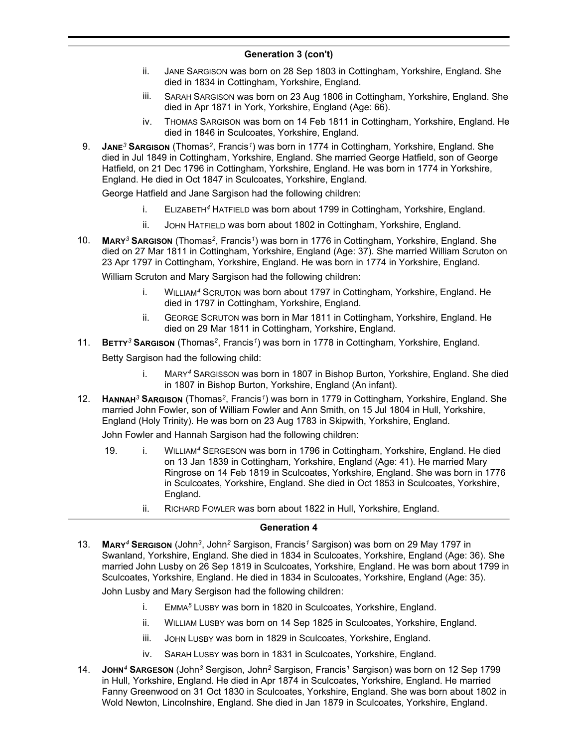## Generation 3 (con't)

- ii. Jane Sargison was born on 28 Sep 1803 in Cottingham, Yorkshire, England. She died in 1834 in Cottingham, Yorkshire, England.
- iii. Sarah Sargison was born on 23 Aug 1806 in Cottingham, Yorkshire, England. She died in Apr 1871 in York, Yorkshire, England (Age: 66).
- iv. Thomas Sargison was born on 14 Feb 1811 in Cottingham, Yorkshire, England. He died in 1846 in Sculcoates, Yorkshire, England.

9. **Jane**[3] **Sargison** (Thomas[2], Francis[1]) was born in 1774 in Cottingham, Yorkshire, England. She died in Jul 1849 in Cottingham, Yorkshire, England. She married George Hatfield, son of George Hatfield, on 21 Dec 1796 in Cottingham, Yorkshire, England. He was born in 1774 in Yorkshire, England. He died in Oct 1847 in Sculcoates, Yorkshire, England.

   George Hatfield and Jane Sargison had the following children:

   - i. Elizabeth[4] Hatfield was born about 1799 in Cottingham, Yorkshire, England.
   - ii. John Hatfield was born about 1802 in Cottingham, Yorkshire, England.

10. **Mary**[3] **Sargison** (Thomas[2], Francis[1]) was born in 1776 in Cottingham, Yorkshire, England. She died on 27 Mar 1811 in Cottingham, Yorkshire, England (Age: 37). She married William Scruton on 23 Apr 1797 in Cottingham, Yorkshire, England. He was born in 1774 in Yorkshire, England.

    William Scruton and Mary Sargison had the following children:

    - i. William[4] Scruton was born about 1797 in Cottingham, Yorkshire, England. He died in 1797 in Cottingham, Yorkshire, England.
    - ii. George Scruton was born in Mar 1811 in Cottingham, Yorkshire, England. He died on 29 Mar 1811 in Cottingham, Yorkshire, England.

11. **Betty**[3] **Sargison** (Thomas[2], Francis[1]) was born in 1778 in Cottingham, Yorkshire, England.

    Betty Sargison had the following child:

    - i. Mary[4] Sargisson was born in 1807 in Bishop Burton, Yorkshire, England. She died in 1807 in Bishop Burton, Yorkshire, England (An infant).

12. **Hannah**[3] **Sargison** (Thomas[2], Francis[1]) was born in 1779 in Cottingham, Yorkshire, England. She married John Fowler, son of William Fowler and Ann Smith, on 15 Jul 1804 in Hull, Yorkshire, England (Holy Trinity). He was born on 23 Aug 1783 in Skipwith, Yorkshire, England.

    John Fowler and Hannah Sargison had the following children:

    - 19. i. William[4] Sergeson was born in 1796 in Cottingham, Yorkshire, England. He died on 13 Jan 1839 in Cottingham, Yorkshire, England (Age: 41). He married Mary Ringrose on 14 Feb 1819 in Sculcoates, Yorkshire, England. She was born in 1776 in Sculcoates, Yorkshire, England. She died in Oct 1853 in Sculcoates, Yorkshire, England.
    - ii. Richard Fowler was born about 1822 in Hull, Yorkshire, England.

## Generation 4

13. **Mary**[4] **Sergison** (John[3], John[2] Sargison, Francis[1] Sargison) was born on 29 May 1797 in Swanland, Yorkshire, England. She died in 1834 in Sculcoates, Yorkshire, England (Age: 36). She married John Lusby on 26 Sep 1819 in Sculcoates, Yorkshire, England. He was born about 1799 in Sculcoates, Yorkshire, England. He died in 1834 in Sculcoates, Yorkshire, England (Age: 35).

    John Lusby and Mary Sergison had the following children:

    - i. Emma[5] Lusby was born in 1820 in Sculcoates, Yorkshire, England.
    - ii. William Lusby was born on 14 Sep 1825 in Sculcoates, Yorkshire, England.
    - iii. John Lusby was born in 1829 in Sculcoates, Yorkshire, England.
    - iv. Sarah Lusby was born in 1831 in Sculcoates, Yorkshire, England.

14. **John**[4] **Sargeson** (John[3] Sergison, John[2] Sargison, Francis[1] Sargison) was born on 12 Sep 1799 in Hull, Yorkshire, England. He died in Apr 1874 in Sculcoates, Yorkshire, England. He married Fanny Greenwood on 31 Oct 1830 in Sculcoates, Yorkshire, England. She was born about 1802 in Wold Newton, Lincolnshire, England. She died in Jan 1879 in Sculcoates, Yorkshire, England.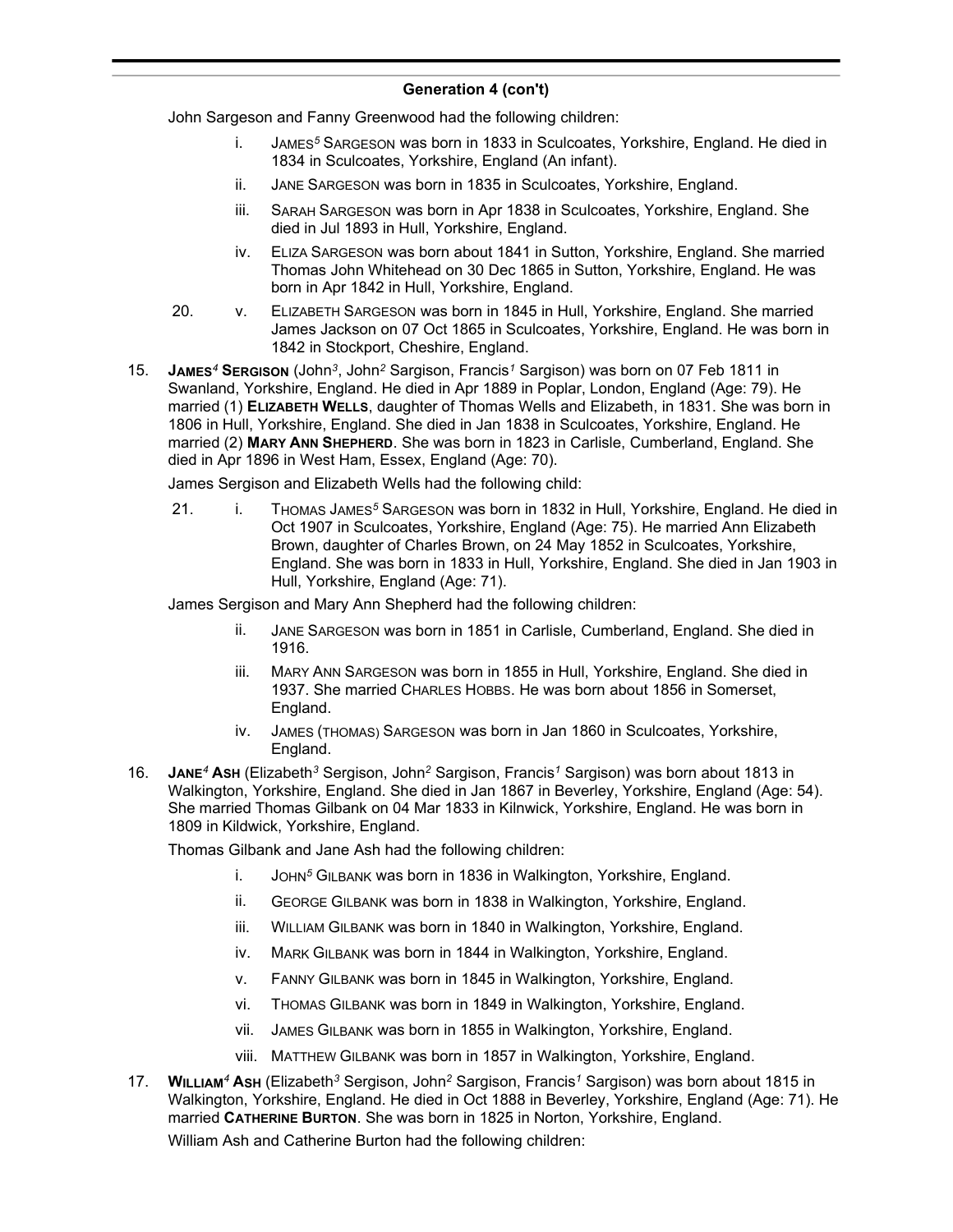## Generation 4 (con't)

John Sargeson and Fanny Greenwood had the following children:

- i. JAMES[5] SARGESON was born in 1833 in Sculcoates, Yorkshire, England. He died in 1834 in Sculcoates, Yorkshire, England (An infant).
- ii. JANE SARGESON was born in 1835 in Sculcoates, Yorkshire, England.
- iii. SARAH SARGESON was born in Apr 1838 in Sculcoates, Yorkshire, England. She died in Jul 1893 in Hull, Yorkshire, England.
- iv. ELIZA SARGESON was born about 1841 in Sutton, Yorkshire, England. She married Thomas John Whitehead on 30 Dec 1865 in Sutton, Yorkshire, England. He was born in Apr 1842 in Hull, Yorkshire, England.
- 20. v. ELIZABETH SARGESON was born in 1845 in Hull, Yorkshire, England. She married James Jackson on 07 Oct 1865 in Sculcoates, Yorkshire, England. He was born in 1842 in Stockport, Cheshire, England.

15. **JAMES[4] SERGISON** (John[3], John[2] Sargison, Francis[1] Sargison) was born on 07 Feb 1811 in Swanland, Yorkshire, England. He died in Apr 1889 in Poplar, London, England (Age: 79). He married (1) **ELIZABETH WELLS**, daughter of Thomas Wells and Elizabeth, in 1831. She was born in 1806 in Hull, Yorkshire, England. She died in Jan 1838 in Sculcoates, Yorkshire, England. He married (2) **MARY ANN SHEPHERD**. She was born in 1823 in Carlisle, Cumberland, England. She died in Apr 1896 in West Ham, Essex, England (Age: 70).

James Sergison and Elizabeth Wells had the following child:

- 21. i. THOMAS JAMES[5] SARGESON was born in 1832 in Hull, Yorkshire, England. He died in Oct 1907 in Sculcoates, Yorkshire, England (Age: 75). He married Ann Elizabeth Brown, daughter of Charles Brown, on 24 May 1852 in Sculcoates, Yorkshire, England. She was born in 1833 in Hull, Yorkshire, England. She died in Jan 1903 in Hull, Yorkshire, England (Age: 71).

James Sergison and Mary Ann Shepherd had the following children:

- ii. JANE SARGESON was born in 1851 in Carlisle, Cumberland, England. She died in 1916.
- iii. MARY ANN SARGESON was born in 1855 in Hull, Yorkshire, England. She died in 1937. She married CHARLES HOBBS. He was born about 1856 in Somerset, England.
- iv. JAMES (THOMAS) SARGESON was born in Jan 1860 in Sculcoates, Yorkshire, England.

16. **JANE[4] ASH** (Elizabeth[3] Sergison, John[2] Sargison, Francis[1] Sargison) was born about 1813 in Walkington, Yorkshire, England. She died in Jan 1867 in Beverley, Yorkshire, England (Age: 54). She married Thomas Gilbank on 04 Mar 1833 in Kilnwick, Yorkshire, England. He was born in 1809 in Kildwick, Yorkshire, England.

Thomas Gilbank and Jane Ash had the following children:

- i. JOHN[5] GILBANK was born in 1836 in Walkington, Yorkshire, England.
- ii. GEORGE GILBANK was born in 1838 in Walkington, Yorkshire, England.
- iii. WILLIAM GILBANK was born in 1840 in Walkington, Yorkshire, England.
- iv. MARK GILBANK was born in 1844 in Walkington, Yorkshire, England.
- v. FANNY GILBANK was born in 1845 in Walkington, Yorkshire, England.
- vi. THOMAS GILBANK was born in 1849 in Walkington, Yorkshire, England.
- vii. JAMES GILBANK was born in 1855 in Walkington, Yorkshire, England.
- viii. MATTHEW GILBANK was born in 1857 in Walkington, Yorkshire, England.

17. **WILLIAM[4] ASH** (Elizabeth[3] Sergison, John[2] Sargison, Francis[1] Sargison) was born about 1815 in Walkington, Yorkshire, England. He died in Oct 1888 in Beverley, Yorkshire, England (Age: 71). He married **CATHERINE BURTON**. She was born in 1825 in Norton, Yorkshire, England.

William Ash and Catherine Burton had the following children: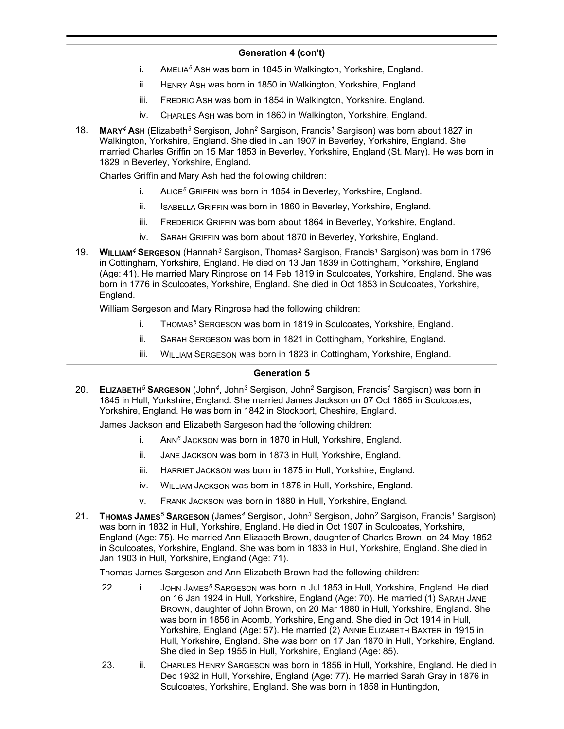## Generation 4 (con't)

- i. Amelia[5] Ash was born in 1845 in Walkington, Yorkshire, England.
- ii. Henry Ash was born in 1850 in Walkington, Yorkshire, England.
- iii. Fredric Ash was born in 1854 in Walkington, Yorkshire, England.
- iv. Charles Ash was born in 1860 in Walkington, Yorkshire, England.

18. **Mary[4] Ash** (Elizabeth[3] Sergison, John[2] Sargison, Francis[1] Sargison) was born about 1827 in Walkington, Yorkshire, England. She died in Jan 1907 in Beverley, Yorkshire, England. She married Charles Griffin on 15 Mar 1853 in Beverley, Yorkshire, England (St. Mary). He was born in 1829 in Beverley, Yorkshire, England.

    Charles Griffin and Mary Ash had the following children:

    - i. Alice[5] Griffin was born in 1854 in Beverley, Yorkshire, England.
    - ii. Isabella Griffin was born in 1860 in Beverley, Yorkshire, England.
    - iii. Frederick Griffin was born about 1864 in Beverley, Yorkshire, England.
    - iv. Sarah Griffin was born about 1870 in Beverley, Yorkshire, England.

19. **William[4] Sergeson** (Hannah[3] Sargison, Thomas[2] Sargison, Francis[1] Sargison) was born in 1796 in Cottingham, Yorkshire, England. He died on 13 Jan 1839 in Cottingham, Yorkshire, England (Age: 41). He married Mary Ringrose on 14 Feb 1819 in Sculcoates, Yorkshire, England. She was born in 1776 in Sculcoates, Yorkshire, England. She died in Oct 1853 in Sculcoates, Yorkshire, England.

    William Sergeson and Mary Ringrose had the following children:

    - i. Thomas[5] Sergeson was born in 1819 in Sculcoates, Yorkshire, England.
    - ii. Sarah Sergeson was born in 1821 in Cottingham, Yorkshire, England.
    - iii. William Sergeson was born in 1823 in Cottingham, Yorkshire, England.

## Generation 5

20. **Elizabeth[5] Sargeson** (John[4], John[3] Sergison, John[2] Sargison, Francis[1] Sargison) was born in 1845 in Hull, Yorkshire, England. She married James Jackson on 07 Oct 1865 in Sculcoates, Yorkshire, England. He was born in 1842 in Stockport, Cheshire, England.

    James Jackson and Elizabeth Sargeson had the following children:

    - i. Ann[6] Jackson was born in 1870 in Hull, Yorkshire, England.
    - ii. Jane Jackson was born in 1873 in Hull, Yorkshire, England.
    - iii. Harriet Jackson was born in 1875 in Hull, Yorkshire, England.
    - iv. William Jackson was born in 1878 in Hull, Yorkshire, England.
    - v. Frank Jackson was born in 1880 in Hull, Yorkshire, England.

21. **Thomas James[5] Sargeson** (James[4] Sergison, John[3] Sergison, John[2] Sargison, Francis[1] Sargison) was born in 1832 in Hull, Yorkshire, England. He died in Oct 1907 in Sculcoates, Yorkshire, England (Age: 75). He married Ann Elizabeth Brown, daughter of Charles Brown, on 24 May 1852 in Sculcoates, Yorkshire, England. She was born in 1833 in Hull, Yorkshire, England. She died in Jan 1903 in Hull, Yorkshire, England (Age: 71).

    Thomas James Sargeson and Ann Elizabeth Brown had the following children:

    - 22. i. John James[6] Sargeson was born in Jul 1853 in Hull, Yorkshire, England. He died on 16 Jan 1924 in Hull, Yorkshire, England (Age: 70). He married (1) Sarah Jane Brown, daughter of John Brown, on 20 Mar 1880 in Hull, Yorkshire, England. She was born in 1856 in Acomb, Yorkshire, England. She died in Oct 1914 in Hull, Yorkshire, England (Age: 57). He married (2) Annie Elizabeth Baxter in 1915 in Hull, Yorkshire, England. She was born on 17 Jan 1870 in Hull, Yorkshire, England. She died in Sep 1955 in Hull, Yorkshire, England (Age: 85).
    - 23. ii. Charles Henry Sargeson was born in 1856 in Hull, Yorkshire, England. He died in Dec 1932 in Hull, Yorkshire, England (Age: 77). He married Sarah Gray in 1876 in Sculcoates, Yorkshire, England. She was born in 1858 in Huntingdon,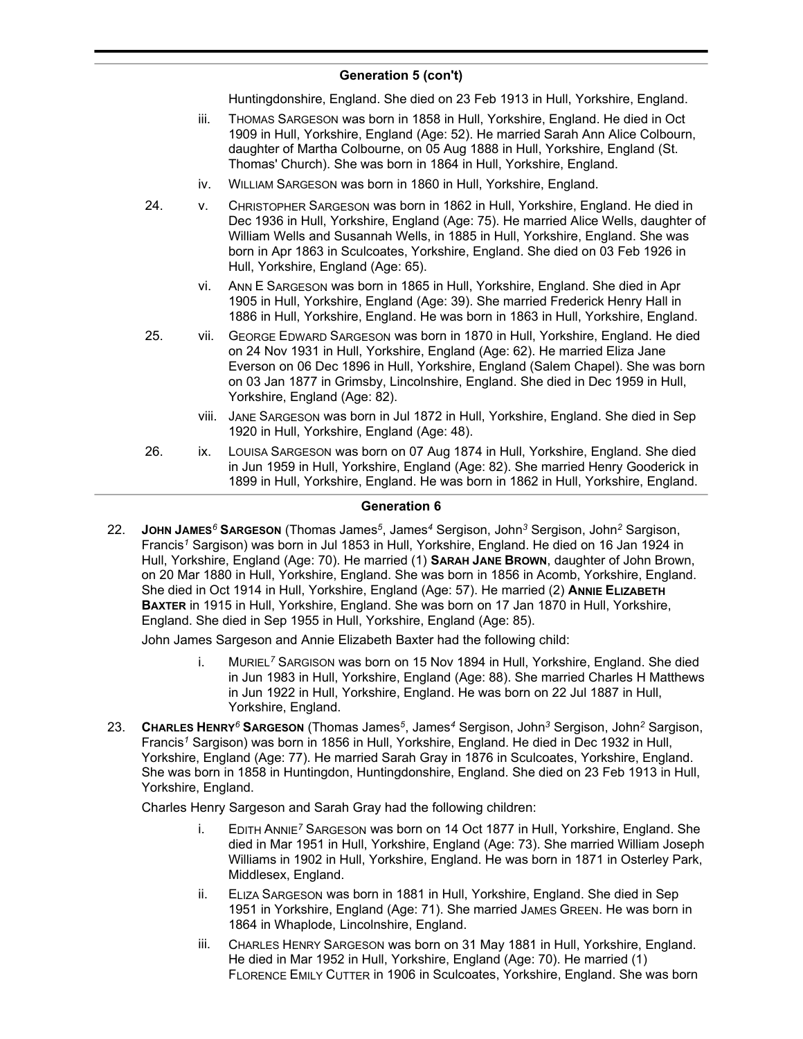## Generation 5 (con't)

Huntingdonshire, England. She died on 23 Feb 1913 in Hull, Yorkshire, England.

- iii. THOMAS SARGESON was born in 1858 in Hull, Yorkshire, England. He died in Oct 1909 in Hull, Yorkshire, England (Age: 52). He married Sarah Ann Alice Colbourn, daughter of Martha Colbourne, on 05 Aug 1888 in Hull, Yorkshire, England (St. Thomas' Church). She was born in 1864 in Hull, Yorkshire, England.
- iv. WILLIAM SARGESON was born in 1860 in Hull, Yorkshire, England.
- 24. v. CHRISTOPHER SARGESON was born in 1862 in Hull, Yorkshire, England. He died in Dec 1936 in Hull, Yorkshire, England (Age: 75). He married Alice Wells, daughter of William Wells and Susannah Wells, in 1885 in Hull, Yorkshire, England. She was born in Apr 1863 in Sculcoates, Yorkshire, England. She died on 03 Feb 1926 in Hull, Yorkshire, England (Age: 65).
- vi. ANN E SARGESON was born in 1865 in Hull, Yorkshire, England. She died in Apr 1905 in Hull, Yorkshire, England (Age: 39). She married Frederick Henry Hall in 1886 in Hull, Yorkshire, England. He was born in 1863 in Hull, Yorkshire, England.
- 25. vii. GEORGE EDWARD SARGESON was born in 1870 in Hull, Yorkshire, England. He died on 24 Nov 1931 in Hull, Yorkshire, England (Age: 62). He married Eliza Jane Everson on 06 Dec 1896 in Hull, Yorkshire, England (Salem Chapel). She was born on 03 Jan 1877 in Grimsby, Lincolnshire, England. She died in Dec 1959 in Hull, Yorkshire, England (Age: 82).
- viii. JANE SARGESON was born in Jul 1872 in Hull, Yorkshire, England. She died in Sep 1920 in Hull, Yorkshire, England (Age: 48).
- 26. ix. LOUISA SARGESON was born on 07 Aug 1874 in Hull, Yorkshire, England. She died in Jun 1959 in Hull, Yorkshire, England (Age: 82). She married Henry Gooderick in 1899 in Hull, Yorkshire, England. He was born in 1862 in Hull, Yorkshire, England.

## Generation 6

22. **JOHN JAMES$^{6}$ SARGESON** (Thomas James$^{5}$, James$^{4}$ Sergison, John$^{3}$ Sergison, John$^{2}$ Sargison, Francis$^{1}$ Sargison) was born in Jul 1853 in Hull, Yorkshire, England. He died on 16 Jan 1924 in Hull, Yorkshire, England (Age: 70). He married (1) **SARAH JANE BROWN**, daughter of John Brown, on 20 Mar 1880 in Hull, Yorkshire, England. She was born in 1856 in Acomb, Yorkshire, England. She died in Oct 1914 in Hull, Yorkshire, England (Age: 57). He married (2) **ANNIE ELIZABETH BAXTER** in 1915 in Hull, Yorkshire, England. She was born on 17 Jan 1870 in Hull, Yorkshire, England. She died in Sep 1955 in Hull, Yorkshire, England (Age: 85).

    John James Sargeson and Annie Elizabeth Baxter had the following child:

    - i. MURIEL$^{7}$ SARGISON was born on 15 Nov 1894 in Hull, Yorkshire, England. She died in Jun 1983 in Hull, Yorkshire, England (Age: 88). She married Charles H Matthews in Jun 1922 in Hull, Yorkshire, England. He was born on 22 Jul 1887 in Hull, Yorkshire, England.

23. **CHARLES HENRY$^{6}$ SARGESON** (Thomas James$^{5}$, James$^{4}$ Sergison, John$^{3}$ Sergison, John$^{2}$ Sargison, Francis$^{1}$ Sargison) was born in 1856 in Hull, Yorkshire, England. He died in Dec 1932 in Hull, Yorkshire, England (Age: 77). He married Sarah Gray in 1876 in Sculcoates, Yorkshire, England. She was born in 1858 in Huntingdon, Huntingdonshire, England. She died on 23 Feb 1913 in Hull, Yorkshire, England.

    Charles Henry Sargeson and Sarah Gray had the following children:

    - i. EDITH ANNIE$^{7}$ SARGESON was born on 14 Oct 1877 in Hull, Yorkshire, England. She died in Mar 1951 in Hull, Yorkshire, England (Age: 73). She married William Joseph Williams in 1902 in Hull, Yorkshire, England. He was born in 1871 in Osterley Park, Middlesex, England.
    - ii. ELIZA SARGESON was born in 1881 in Hull, Yorkshire, England. She died in Sep 1951 in Yorkshire, England (Age: 71). She married JAMES GREEN. He was born in 1864 in Whaplode, Lincolnshire, England.
    - iii. CHARLES HENRY SARGESON was born on 31 May 1881 in Hull, Yorkshire, England. He died in Mar 1952 in Hull, Yorkshire, England (Age: 70). He married (1) FLORENCE EMILY CUTTER in 1906 in Sculcoates, Yorkshire, England. She was born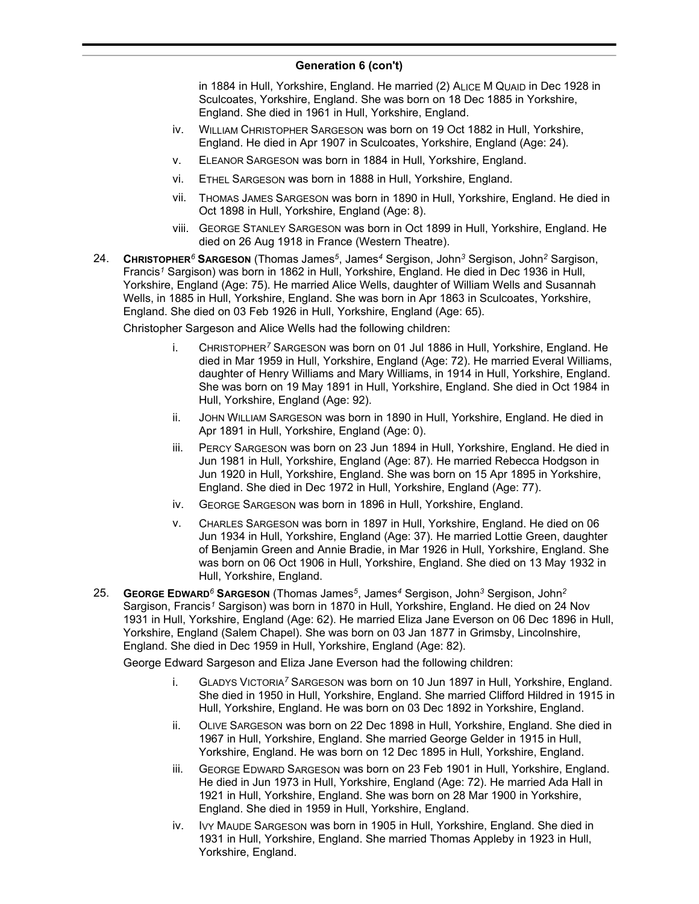## Generation 6 (con't)

in 1884 in Hull, Yorkshire, England. He married (2) Alice M Quaid in Dec 1928 in Sculcoates, Yorkshire, England. She was born on 18 Dec 1885 in Yorkshire, England. She died in 1961 in Hull, Yorkshire, England.

iv. William Christopher Sargeson was born on 19 Oct 1882 in Hull, Yorkshire, England. He died in Apr 1907 in Sculcoates, Yorkshire, England (Age: 24).

v. Eleanor Sargeson was born in 1884 in Hull, Yorkshire, England.

vi. Ethel Sargeson was born in 1888 in Hull, Yorkshire, England.

vii. Thomas James Sargeson was born in 1890 in Hull, Yorkshire, England. He died in Oct 1898 in Hull, Yorkshire, England (Age: 8).

viii. George Stanley Sargeson was born in Oct 1899 in Hull, Yorkshire, England. He died on 26 Aug 1918 in France (Western Theatre).

24. **Christopher*6* Sargeson** (Thomas James*5*, James*4* Sergison, John*3* Sergison, John*2* Sargison, Francis*1* Sargison) was born in 1862 in Hull, Yorkshire, England. He died in Dec 1936 in Hull, Yorkshire, England (Age: 75). He married Alice Wells, daughter of William Wells and Susannah Wells, in 1885 in Hull, Yorkshire, England. She was born in Apr 1863 in Sculcoates, Yorkshire, England. She died on 03 Feb 1926 in Hull, Yorkshire, England (Age: 65).

Christopher Sargeson and Alice Wells had the following children:

i. Christopher*7* Sargeson was born on 01 Jul 1886 in Hull, Yorkshire, England. He died in Mar 1959 in Hull, Yorkshire, England (Age: 72). He married Everal Williams, daughter of Henry Williams and Mary Williams, in 1914 in Hull, Yorkshire, England. She was born on 19 May 1891 in Hull, Yorkshire, England. She died in Oct 1984 in Hull, Yorkshire, England (Age: 92).

ii. John William Sargeson was born in 1890 in Hull, Yorkshire, England. He died in Apr 1891 in Hull, Yorkshire, England (Age: 0).

iii. Percy Sargeson was born on 23 Jun 1894 in Hull, Yorkshire, England. He died in Jun 1981 in Hull, Yorkshire, England (Age: 87). He married Rebecca Hodgson in Jun 1920 in Hull, Yorkshire, England. She was born on 15 Apr 1895 in Yorkshire, England. She died in Dec 1972 in Hull, Yorkshire, England (Age: 77).

iv. George Sargeson was born in 1896 in Hull, Yorkshire, England.

v. Charles Sargeson was born in 1897 in Hull, Yorkshire, England. He died on 06 Jun 1934 in Hull, Yorkshire, England (Age: 37). He married Lottie Green, daughter of Benjamin Green and Annie Bradie, in Mar 1926 in Hull, Yorkshire, England. She was born on 06 Oct 1906 in Hull, Yorkshire, England. She died on 13 May 1932 in Hull, Yorkshire, England.

25. **George Edward*6* Sargeson** (Thomas James*5*, James*4* Sergison, John*3* Sergison, John*2* Sargison, Francis*1* Sargison) was born in 1870 in Hull, Yorkshire, England. He died on 24 Nov 1931 in Hull, Yorkshire, England (Age: 62). He married Eliza Jane Everson on 06 Dec 1896 in Hull, Yorkshire, England (Salem Chapel). She was born on 03 Jan 1877 in Grimsby, Lincolnshire, England. She died in Dec 1959 in Hull, Yorkshire, England (Age: 82).

George Edward Sargeson and Eliza Jane Everson had the following children:

i. Gladys Victoria*7* Sargeson was born on 10 Jun 1897 in Hull, Yorkshire, England. She died in 1950 in Hull, Yorkshire, England. She married Clifford Hildred in 1915 in Hull, Yorkshire, England. He was born on 03 Dec 1892 in Yorkshire, England.

ii. Olive Sargeson was born on 22 Dec 1898 in Hull, Yorkshire, England. She died in 1967 in Hull, Yorkshire, England. She married George Gelder in 1915 in Hull, Yorkshire, England. He was born on 12 Dec 1895 in Hull, Yorkshire, England.

iii. George Edward Sargeson was born on 23 Feb 1901 in Hull, Yorkshire, England. He died in Jun 1973 in Hull, Yorkshire, England (Age: 72). He married Ada Hall in 1921 in Hull, Yorkshire, England. She was born on 28 Mar 1900 in Yorkshire, England. She died in 1959 in Hull, Yorkshire, England.

iv. Ivy Maude Sargeson was born in 1905 in Hull, Yorkshire, England. She died in 1931 in Hull, Yorkshire, England. She married Thomas Appleby in 1923 in Hull, Yorkshire, England.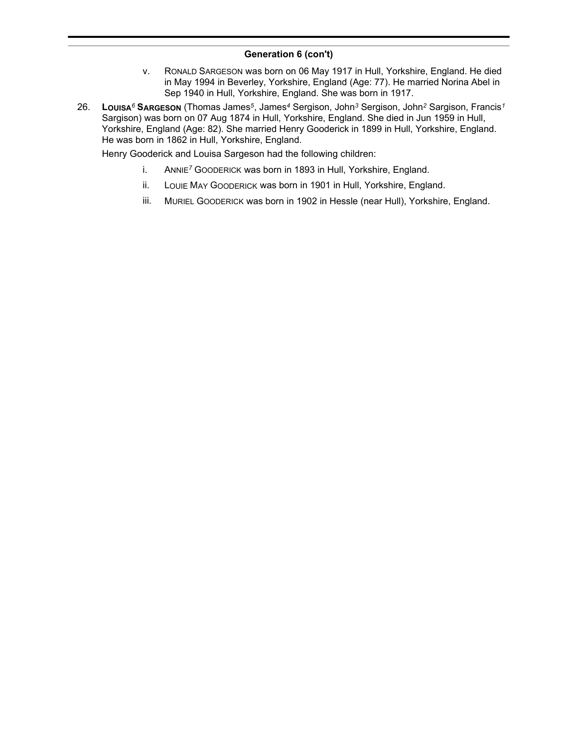## Generation 6 (con't)

v. RONALD SARGESON was born on 06 May 1917 in Hull, Yorkshire, England. He died in May 1994 in Beverley, Yorkshire, England (Age: 77). He married Norina Abel in Sep 1940 in Hull, Yorkshire, England. She was born in 1917.

26. **LOUISA[6] SARGESON** (Thomas James[5], James[4] Sergison, John[3] Sergison, John[2] Sargison, Francis[1] Sargison) was born on 07 Aug 1874 in Hull, Yorkshire, England. She died in Jun 1959 in Hull, Yorkshire, England (Age: 82). She married Henry Gooderick in 1899 in Hull, Yorkshire, England. He was born in 1862 in Hull, Yorkshire, England.

Henry Gooderick and Louisa Sargeson had the following children:

i. ANNIE[7] GOODERICK was born in 1893 in Hull, Yorkshire, England.

ii. LOUIE MAY GOODERICK was born in 1901 in Hull, Yorkshire, England.

iii. MURIEL GOODERICK was born in 1902 in Hessle (near Hull), Yorkshire, England.